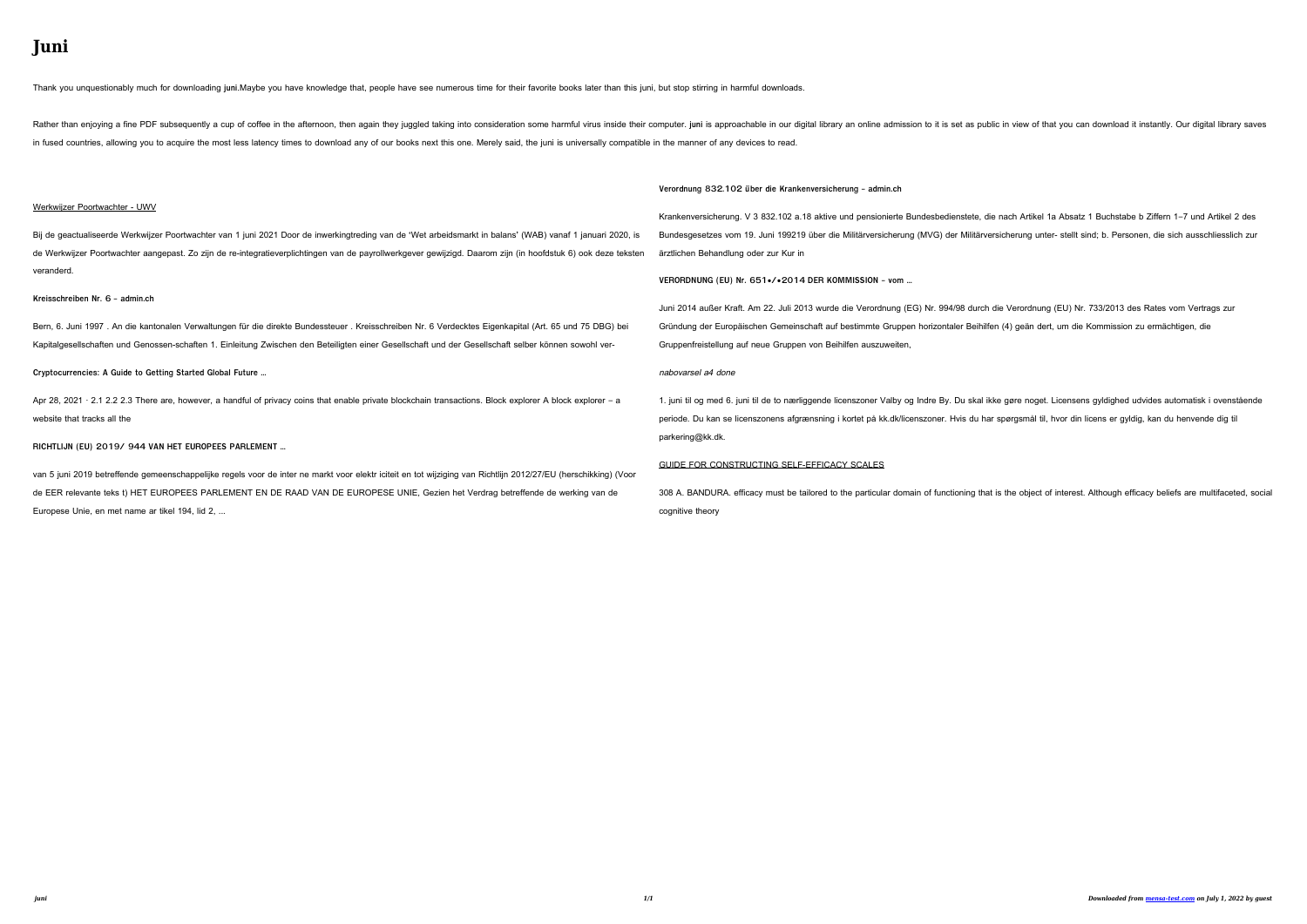# Juni

Thank you unquestionably much for downloading **juni**.Maybe you have knowledge that, people have see numerous time for their favorite books later than this juni, but stop stirring in harmful downloads.

Rather than enjoying a fine PDF subsequently a cup of coffee in the afternoon, then again they juggled taking into consideration some harmful virus inside their computer. **juni** is approachable in our digital library an online admission to it is set as public in view of that you can download it instantly. Our digital library saves in fused countries, allowing you to acquire the most less latency times to download any of our books next this one. Merely said, the juni is universally compatible in the manner of any devices to read.

Werkwijzer Poortwachter - UWV

Bij de geactualiseerde Werkwijzer Poortwachter van 1 juni 2021 Door de inwerkingtreding van de 'Wet arbeidsmarkt in balans' (WAB) vanaf 1 januari 2020, is de Werkwijzer Poortwachter aangepast. Zo zijn de re-integratieverplichtingen van de payrollwerkgever gewijzigd. Daarom zijn (in hoofdstuk 6) ook deze teksten veranderd.

**Kreisschreiben Nr. 6 - admin.ch**

Bern, 6. Juni 1997 . An die kantonalen Verwaltungen für die direkte Bundessteuer . Kreisschreiben Nr. 6 Verdecktes Eigenkapital (Art. 65 und 75 DBG) bei Kapitalgesellschaften und Genossen-schaften 1. Einleitung Zwischen den Beteiligten einer Gesellschaft und der Gesellschaft selber können sowohl ver-

**Cryptocurrencies: A Guide to Getting Started Global Future ...**

Apr 28, 2021 · 2.1 2.2 2.3 There are, however, a handful of privacy coins that enable private blockchain transactions. Block explorer A block explorer – a website that tracks all the

**RICHTLIJN (EU) 2019/ 944 VAN HET EUROPEES PARLEMENT ...**

van 5 juni 2019 betreffende gemeenschappelijke regels voor de inter ne markt voor elektr iciteit en tot wijziging van Richtlijn 2012/27/EU (herschikking) (Voor de EER relevante teks t) HET EUROPEES PARLEMENT EN DE RAAD VAN DE EUROPESE UNIE, Gezien het Verdrag betreffende de werking van de Europese Unie, en met name ar tikel 194, lid 2, ...

**Verordnung 832.102 über die Krankenversicherung - admin.ch**

Krankenversicherung. V 3 832.102 a.18 aktive und pensionierte Bundesbedienstete, die nach Artikel 1a Absatz 1 Buchstabe b Ziffern 1–7 und Artikel 2 des Bundesgesetzes vom 19. Juni 199219 über die Militärversicherung (MVG) der Militärversicherung unter- stellt sind; b. Personen, die sich ausschliesslich zur ärztlichen Behandlung oder zur Kur in

**VERORDNUNG (EU) Nr. 651•/•2014 DER KOMMISSION - vom ...**

Juni 2014 außer Kraft. Am 22. Juli 2013 wurde die Verordnung (EG) Nr. 994/98 durch die Verordnung (EU) Nr. 733/2013 des Rates vom Vertrags zur Gründung der Europäischen Gemeinschaft auf bestimmte Gruppen horizontaler Beihilfen (4) geän dert, um die Kommission zu ermächtigen, die Gruppenfreistellung auf neue Gruppen von Beihilfen auszuweiten,

*nabovarsel a4 done*

1. juni til og med 6. juni til de to nærliggende licenszoner Valby og Indre By. Du skal ikke gøre noget. Licensens gyldighed udvides automatisk i ovenstående periode. Du kan se licenszonens afgrænsning i kortet på kk.dk/licenszoner. Hvis du har spørgsmål til, hvor din licens er gyldig, kan du henvende dig til parkering@kk.dk.

GUIDE FOR CONSTRUCTING SELF-EFFICACY SCALES

308 A. BANDURA. efficacy must be tailored to the particular domain of functioning that is the object of interest. Although efficacy beliefs are multifaceted, social cognitive theory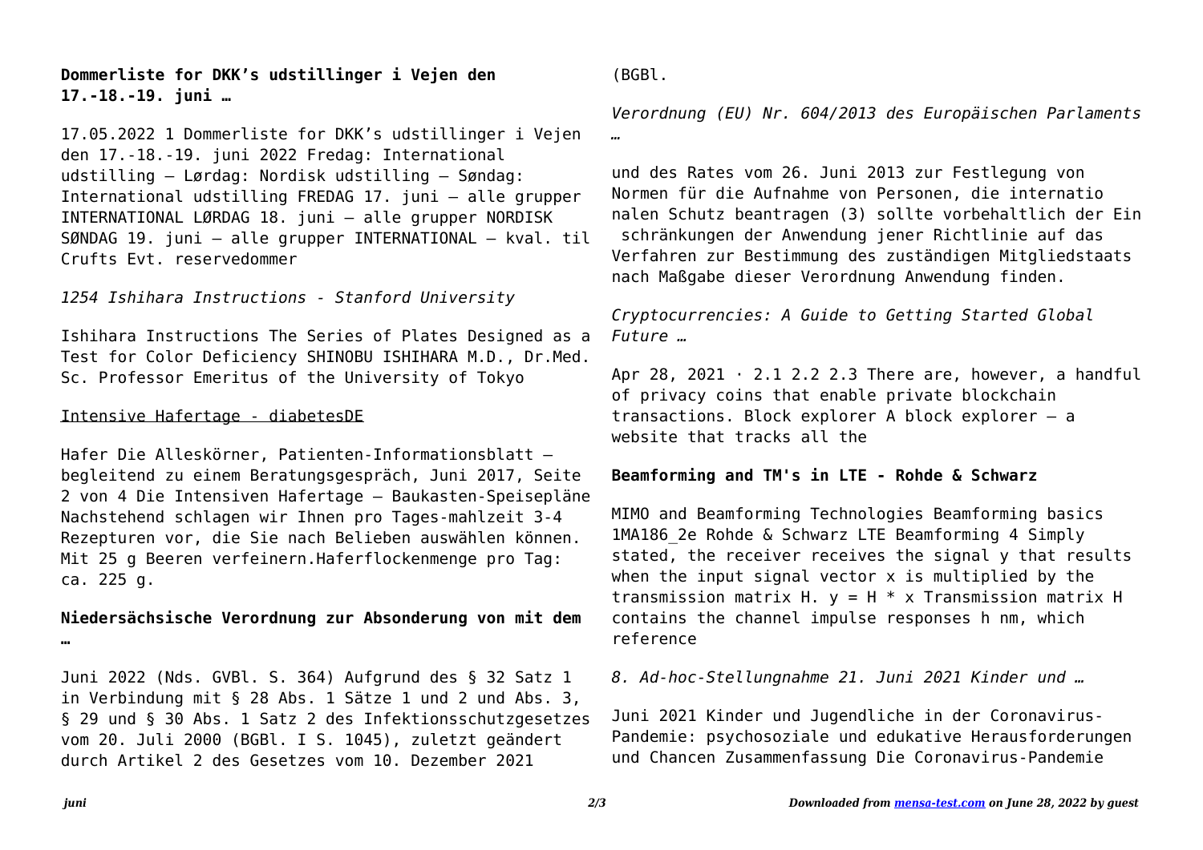**Dommerliste for DKK's udstillinger i Vejen den 17.-18.-19. juni …**

17.05.2022 1 Dommerliste for DKK's udstillinger i Vejen den 17.-18.-19. juni 2022 Fredag: International udstilling – Lørdag: Nordisk udstilling – Søndag: International udstilling FREDAG 17. juni – alle grupper INTERNATIONAL LØRDAG 18. juni – alle grupper NORDISK SØNDAG 19. juni – alle grupper INTERNATIONAL – kval. til Crufts Evt. reservedommer

*1254 Ishihara Instructions - Stanford University*

Ishihara Instructions The Series of Plates Designed as a Test for Color Deficiency SHINOBU ISHIHARA M.D., Dr.Med. Sc. Professor Emeritus of the University of Tokyo

Intensive Hafertage - diabetesDE

Hafer Die Alleskörner, Patienten-Informationsblatt – begleitend zu einem Beratungsgespräch, Juni 2017, Seite 2 von 4 Die Intensiven Hafertage – Baukasten-Speisepläne Nachstehend schlagen wir Ihnen pro Tages-mahlzeit 3-4 Rezepturen vor, die Sie nach Belieben auswählen können. Mit 25 g Beeren verfeinern.Haferflockenmenge pro Tag: ca. 225 g.

**Niedersächsische Verordnung zur Absonderung von mit dem …**

Juni 2022 (Nds. GVBl. S. 364) Aufgrund des § 32 Satz 1 in Verbindung mit § 28 Abs. 1 Sätze 1 und 2 und Abs. 3, § 29 und § 30 Abs. 1 Satz 2 des Infektionsschutzgesetzes vom 20. Juli 2000 (BGBl. I S. 1045), zuletzt geändert durch Artikel 2 des Gesetzes vom 10. Dezember 2021 (BGBl.

*Verordnung (EU) Nr. 604/2013 des Europäischen Parlaments …*

und des Rates vom 26. Juni 2013 zur Festlegung von Normen für die Aufnahme von Personen, die internatio nalen Schutz beantragen (3) sollte vorbehaltlich der Ein schränkungen der Anwendung jener Richtlinie auf das Verfahren zur Bestimmung des zuständigen Mitgliedstaats nach Maßgabe dieser Verordnung Anwendung finden.

*Cryptocurrencies: A Guide to Getting Started Global Future …*

Apr 28, 2021 · 2.1 2.2 2.3 There are, however, a handful of privacy coins that enable private blockchain transactions. Block explorer A block explorer – a website that tracks all the

**Beamforming and TM's in LTE - Rohde & Schwarz**

MIMO and Beamforming Technologies Beamforming basics 1MA186_2e Rohde & Schwarz LTE Beamforming 4 Simply stated, the receiver receives the signal y that results when the input signal vector x is multiplied by the transmission matrix H. $y = H * x$ Transmission matrix H contains the channel impulse responses $h_{nm}$, which reference

*8. Ad-hoc-Stellungnahme 21. Juni 2021 Kinder und …*

Juni 2021 Kinder und Jugendliche in der Coronavirus-Pandemie: psychosoziale und edukative Herausforderungen und Chancen Zusammenfassung Die Coronavirus-Pandemie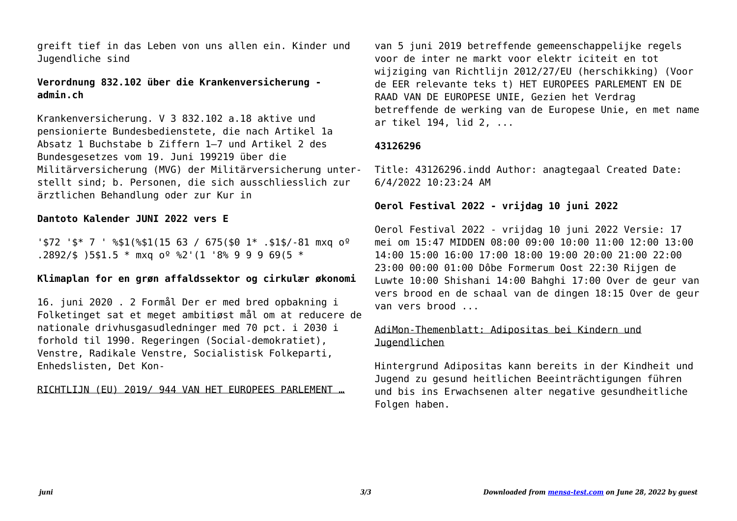greift tief in das Leben von uns allen ein. Kinder und Jugendliche sind

### Verordnung 832.102 über die Krankenversicherung - admin.ch

Krankenversicherung. V 3 832.102 a.18 aktive und pensionierte Bundesbedienstete, die nach Artikel 1a Absatz 1 Buchstabe b Ziffern 1–7 und Artikel 2 des Bundesgesetzes vom 19. Juni 199219 über die Militärversicherung (MVG) der Militärversicherung unterstellt sind; b. Personen, die sich ausschliesslich zur ärztlichen Behandlung oder zur Kur in

### Dantoto Kalender JUNI 2022 vers E

'$72 '$* 7 ' %$1(%$1(15 63 / 675($0 1* .$1$/-81 mxq oº .2892/$ )5$1.5 * mxq oº %2'(1 '8% 9 9 9 69(5 *

### Klimaplan for en grøn affaldssektor og cirkulær økonomi

16. juni 2020 . 2 Formål Der er med bred opbakning i Folketinget sat et meget ambitiøst mål om at reducere de nationale drivhusgasudledninger med 70 pct. i 2030 i forhold til 1990. Regeringen (Social-demokratiet), Venstre, Radikale Venstre, Socialistisk Folkeparti, Enhedslisten, Det Kon-

### RICHTLIJN (EU) 2019/ 944 VAN HET EUROPEES PARLEMENT …

van 5 juni 2019 betreffende gemeenschappelijke regels voor de inter ne markt voor elektr iciteit en tot wijziging van Richtlijn 2012/27/EU (herschikking) (Voor de EER relevante teks t) HET EUROPEES PARLEMENT EN DE RAAD VAN DE EUROPESE UNIE, Gezien het Verdrag betreffende de werking van de Europese Unie, en met name ar tikel 194, lid 2, ...

### 43126296

Title: 43126296.indd Author: anagtegaal Created Date: 6/4/2022 10:23:24 AM

### Oerol Festival 2022 - vrijdag 10 juni 2022

Oerol Festival 2022 - vrijdag 10 juni 2022 Versie: 17 mei om 15:47 MIDDEN 08:00 09:00 10:00 11:00 12:00 13:00 14:00 15:00 16:00 17:00 18:00 19:00 20:00 21:00 22:00 23:00 00:00 01:00 Dôbe Formerum Oost 22:30 Rijgen de Luwte 10:00 Shishani 14:00 Bahghi 17:00 Over de geur van vers brood en de schaal van de dingen 18:15 Over de geur van vers brood ...

### AdiMon-Themenblatt: Adipositas bei Kindern und Jugendlichen

Hintergrund Adipositas kann bereits in der Kindheit und Jugend zu gesund heitlichen Beeinträchtigungen führen und bis ins Erwachsenen alter negative gesundheitliche Folgen haben.